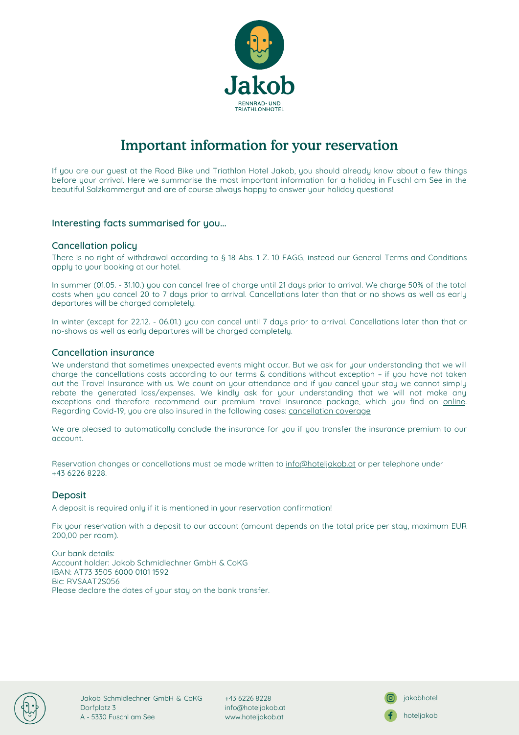Jakob

RENNRAD- UND TRIATHLONHOTEL

# Important information for your reservation

If you are our guest at the Road Bike und Triathlon Hotel Jakob, you should already know about a few things before your arrival. Here we summarise the most important information for a holiday in Fuschl am See in the beautiful Salzkammergut and are of course always happy to answer your holiday questions!

## Interesting facts summarised for you...

### Cancellation policy

There is no right of withdrawal according to § 18 Abs. 1 Z. 10 FAGG, instead our General Terms and Conditions apply to your booking at our hotel.

In summer (01.05. - 31.10.) you can cancel free of charge until 21 days prior to arrival. We charge 50% of the total costs when you cancel 20 to 7 days prior to arrival. Cancellations later than that or no shows as well as early departures will be charged completely.

In winter (except for 22.12. - 06.01.) you can cancel until 7 days prior to arrival. Cancellations later than that or no-shows as well as early departures will be charged completely.

### Cancellation insurance

We understand that sometimes unexpected events might occur. But we ask for your understanding that we will charge the cancellations costs according to our terms & conditions without exception – if you have not taken out the Travel Insurance with us. We count on your attendance and if you cancel your stay we cannot simply rebate the generated loss/expenses. We kindly ask for your understanding that we will not make any exceptions and therefore recommend our premium travel insurance package, which you find on online. Regarding Covid-19, you are also insured in the following cases: cancellation coverage

We are pleased to automatically conclude the insurance for you if you transfer the insurance premium to our account.

Reservation changes or cancellations must be made written to info@hoteljakob.at or per telephone under +43 6226 8228.

### Deposit

A deposit is required only if it is mentioned in your reservation confirmation!

Fix your reservation with a deposit to our account (amount depends on the total price per stay, maximum EUR 200,00 per room).

Our bank details:
Account holder: Jakob Schmidlechner GmbH & CoKG
IBAN: AT73 3505 6000 0101 1592
Bic: RVSAAT2S056
Please declare the dates of your stay on the bank transfer.

Jakob Schmidlechner GmbH & CoKG
Dorfplatz 3
A - 5330 Fuschl am See

+43 6226 8228
info@hoteljakob.at
www.hoteljakob.at

jakobhotel
hoteljakob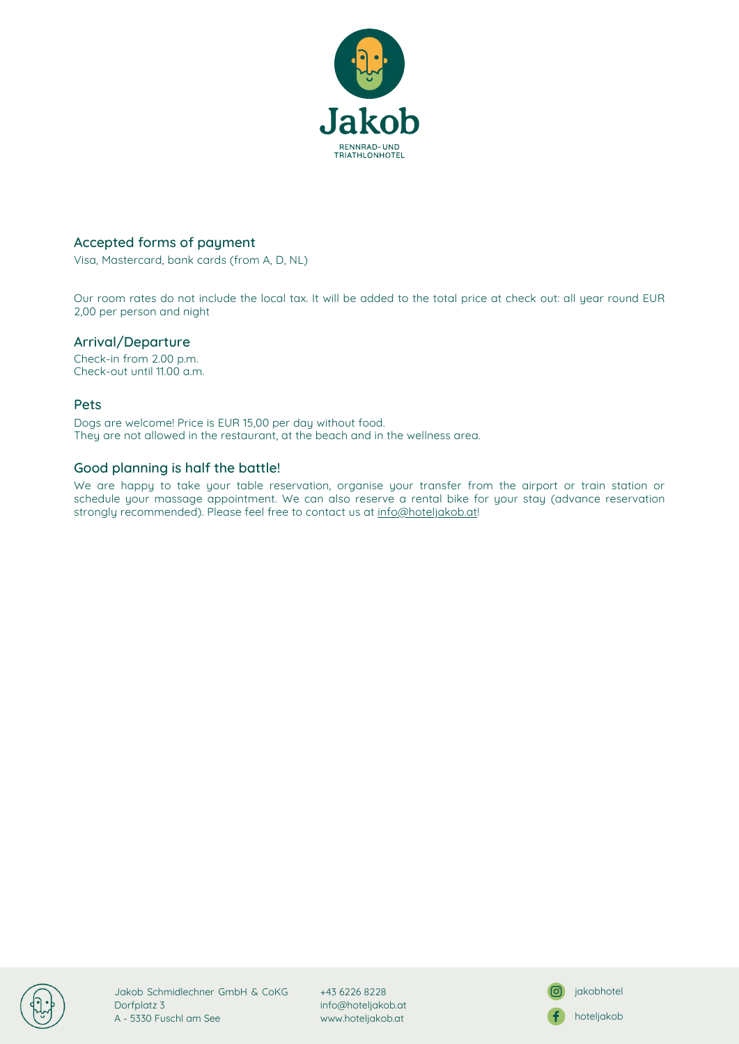Jakob

RENNRAD- UND TRIATHLONHOTEL

## Accepted forms of payment

Visa, Mastercard, bank cards (from A, D, NL)

Our room rates do not include the local tax. It will be added to the total price at check out: all year round EUR 2,00 per person and night

## Arrival/Departure

Check-in from 2.00 p.m.
Check-out until 11.00 a.m.

## Pets

Dogs are welcome! Price is EUR 15,00 per day without food.
They are not allowed in the restaurant, at the beach and in the wellness area.

## Good planning is half the battle!

We are happy to take your table reservation, organise your transfer from the airport or train station or schedule your massage appointment. We can also reserve a rental bike for your stay (advance reservation strongly recommended). Please feel free to contact us at info@hoteljakob.at!

Jakob Schmidlechner GmbH & CoKG
Dorfplatz 3
A - 5330 Fuschl am See

+43 6226 8228
info@hoteljakob.at
www.hoteljakob.at

jakobhotel
hoteljakob